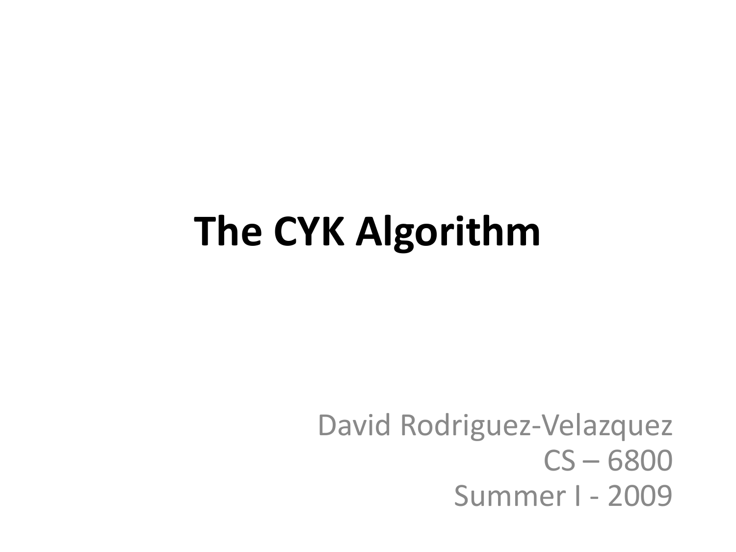# The CYK Algorithm

David Rodriguez-Velazquez
CS – 6800
Summer I - 2009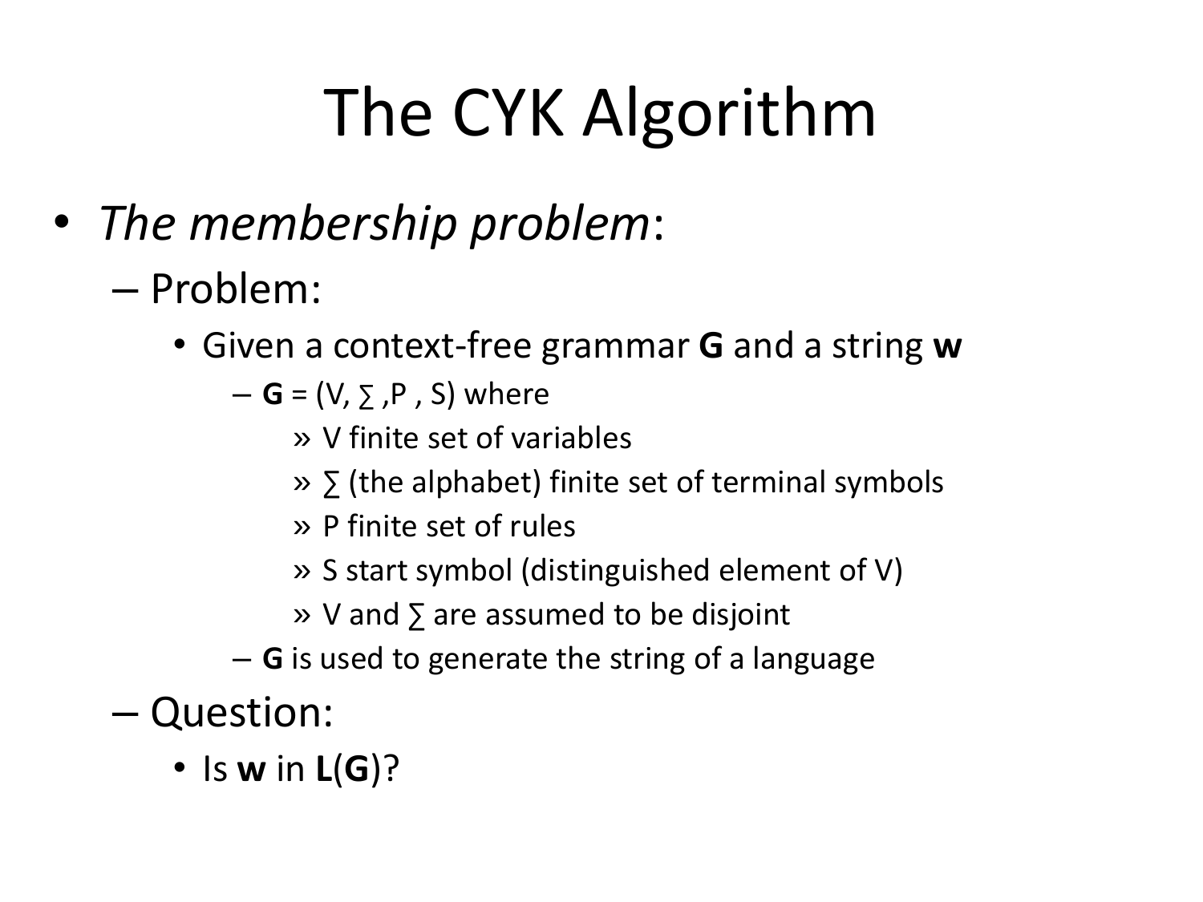# The CYK Algorithm

- *The membership problem*:
  - Problem:
    - Given a context-free grammar **G** and a string **w**
      - **G** = (V, ∑ ,P , S) where
        - » V finite set of variables
        - » ∑ (the alphabet) finite set of terminal symbols
        - » P finite set of rules
        - » S start symbol (distinguished element of V)
        - » V and ∑ are assumed to be disjoint
      - **G** is used to generate the string of a language
  - Question:
    - Is **w** in **L**(**G**)?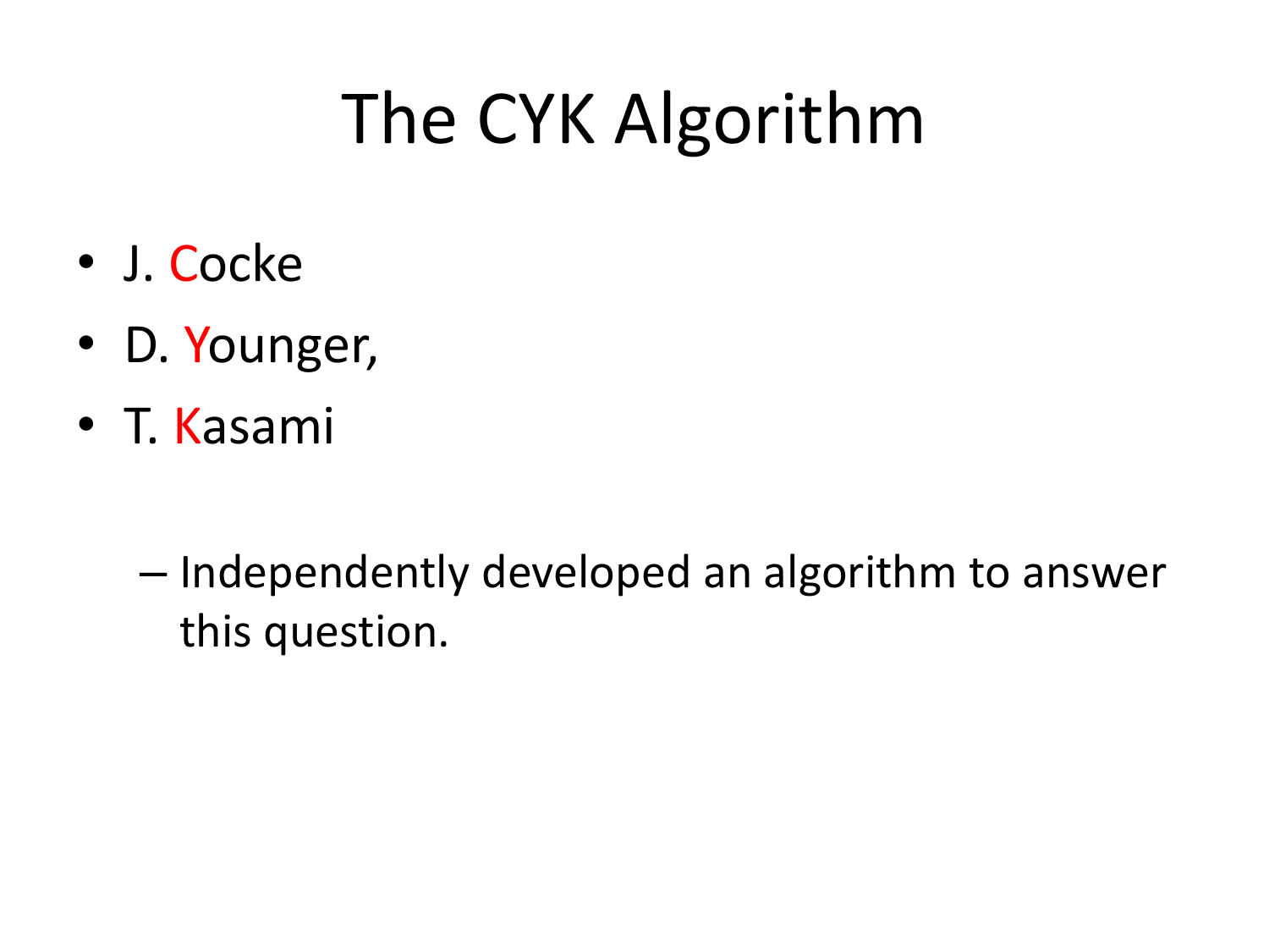# The CYK Algorithm

- J. Cocke
- D. Younger,
- T. Kasami
  - Independently developed an algorithm to answer this question.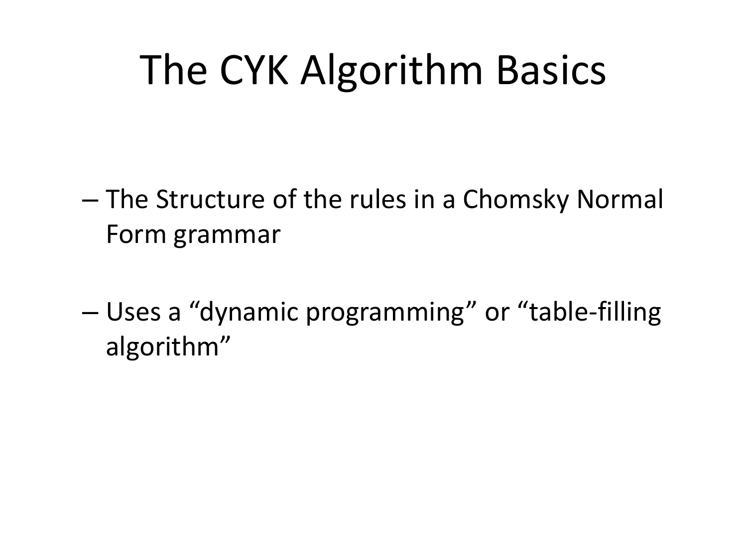# The CYK Algorithm Basics

- The Structure of the rules in a Chomsky Normal Form grammar

- Uses a “dynamic programming” or “table-filling algorithm”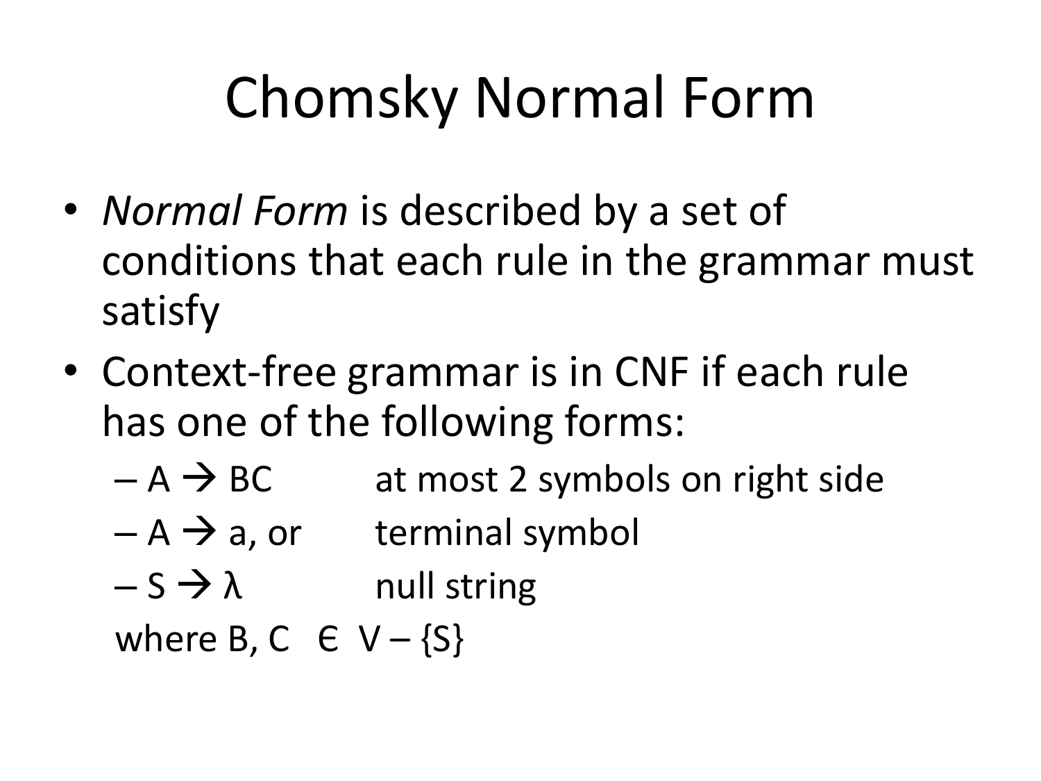# Chomsky Normal Form

- *Normal Form* is described by a set of conditions that each rule in the grammar must satisfy
- Context-free grammar is in CNF if each rule has one of the following forms:
  - $A \rightarrow BC$ — at most 2 symbols on right side
  - $A \rightarrow a$, or — terminal symbol
  - $S \rightarrow \lambda$ — null string

  where $B, C \in V - \{S\}$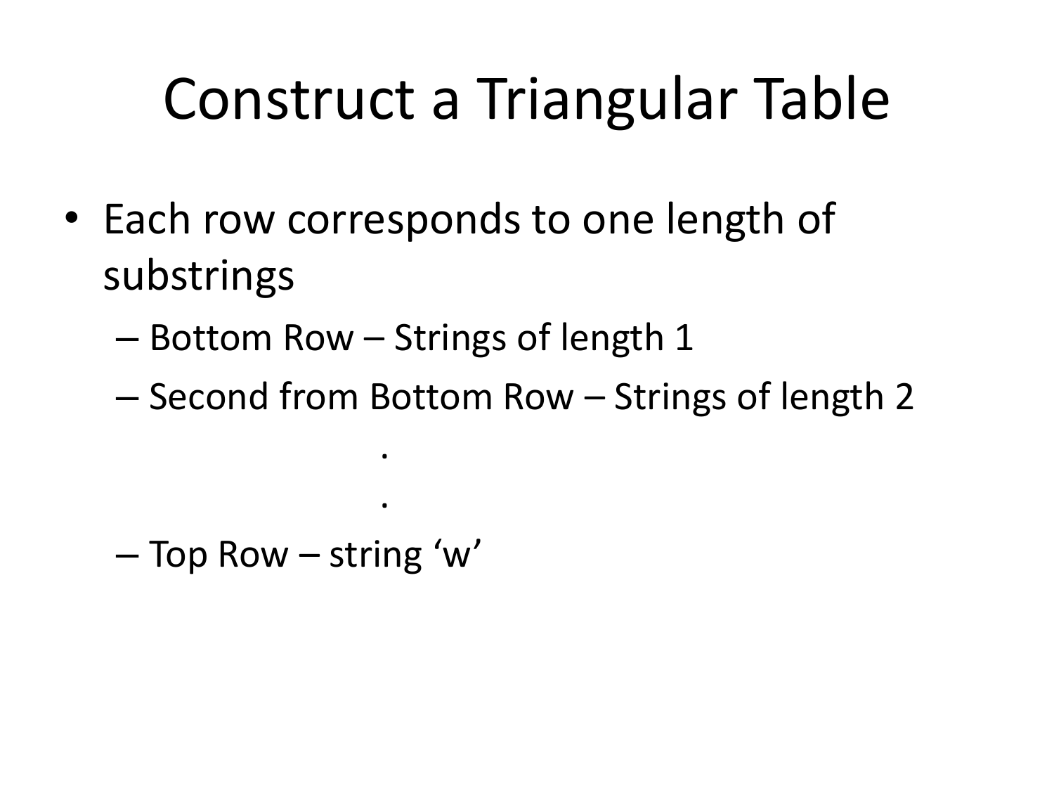# Construct a Triangular Table

- Each row corresponds to one length of substrings
  - Bottom Row – Strings of length 1
  - Second from Bottom Row – Strings of length 2

    .

    .
  - Top Row – string ‘w’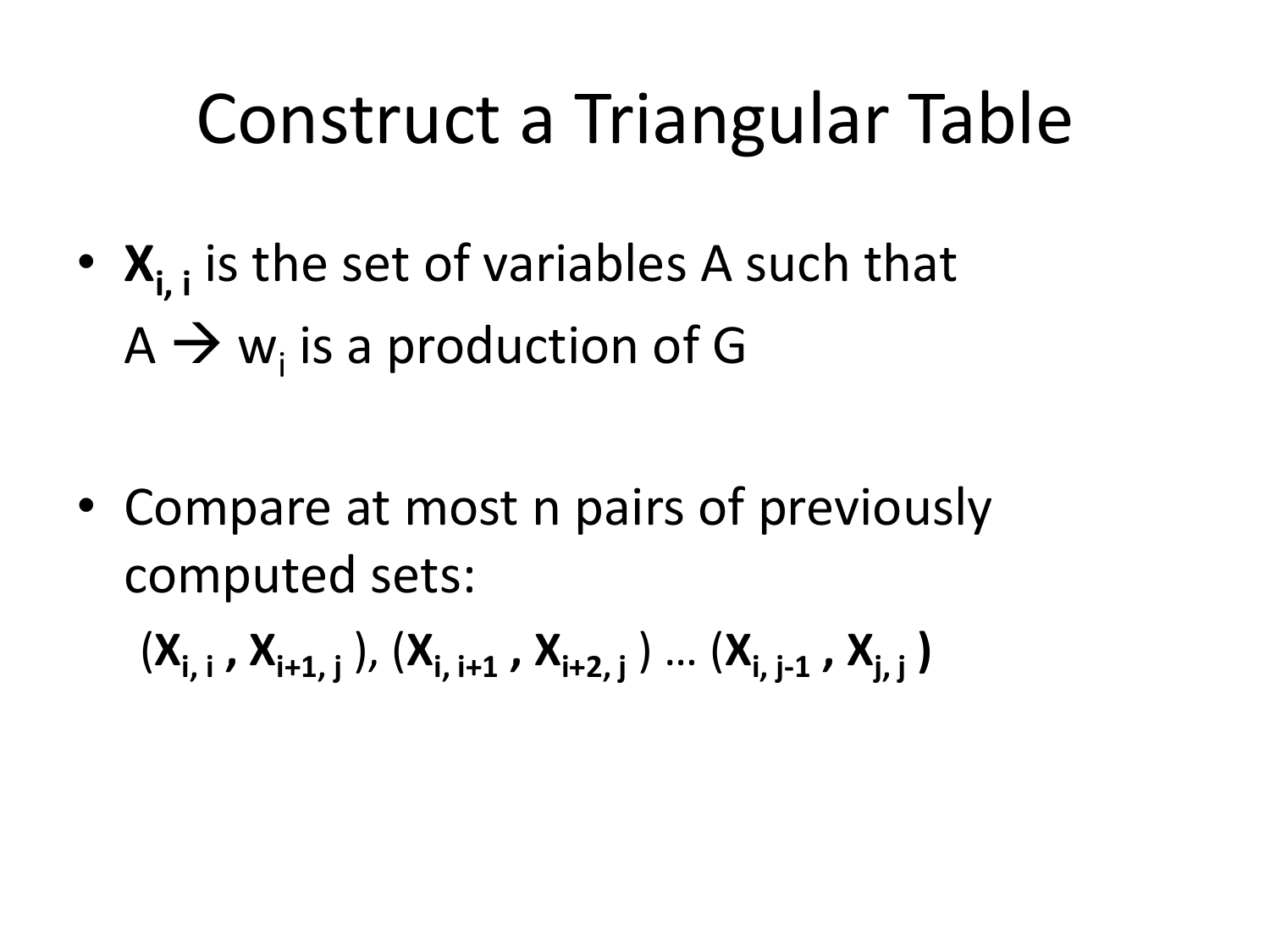# Construct a Triangular Table

- $\mathbf{X_{i,\,i}}$ is the set of variables A such that $A \rightarrow w_i$ is a production of G

- Compare at most n pairs of previously computed sets:

  $(\mathbf{X_{i,\,i}}, \mathbf{X_{i+1,\,j}})$, $(\mathbf{X_{i,\,i+1}}, \mathbf{X_{i+2,\,j}})$ … $(\mathbf{X_{i,\,j-1}}, \mathbf{X_{j,\,j}})$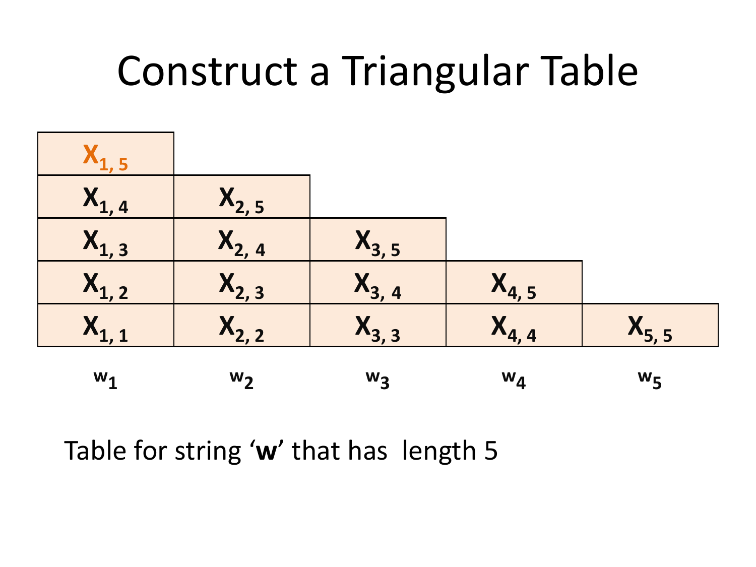# Construct a Triangular Table

| | | | | |
|---|---|---|---|---|
| $X_{1,5}$ | | | | |
| $X_{1,4}$ | $X_{2,5}$ | | | |
| $X_{1,3}$ | $X_{2,4}$ | $X_{3,5}$ | | |
| $X_{1,2}$ | $X_{2,3}$ | $X_{3,4}$ | $X_{4,5}$ | |
| $X_{1,1}$ | $X_{2,2}$ | $X_{3,3}$ | $X_{4,4}$ | $X_{5,5}$ |
| $w_1$ | $w_2$ | $w_3$ | $w_4$ | $w_5$ |

Table for string '**w**' that has length 5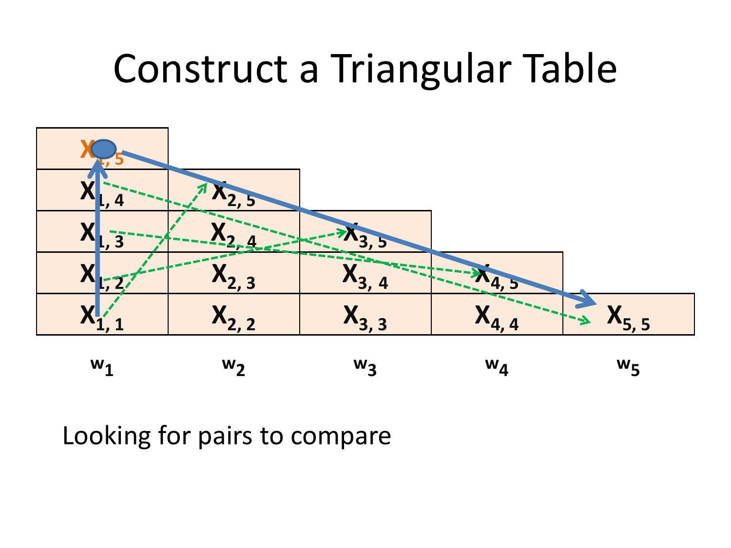# Construct a Triangular Table

| $X_{1,5}$ | | | | |
|---|---|---|---|---|
| $X_{1,4}$ | $X_{2,5}$ | | | |
| $X_{1,3}$ | $X_{2,4}$ | $X_{3,5}$ | | |
| $X_{1,2}$ | $X_{2,3}$ | $X_{3,4}$ | $X_{4,5}$ | |
| $X_{1,1}$ | $X_{2,2}$ | $X_{3,3}$ | $X_{4,4}$ | $X_{5,5}$ |
| $w_1$ | $w_2$ | $w_3$ | $w_4$ | $w_5$ |

Looking for pairs to compare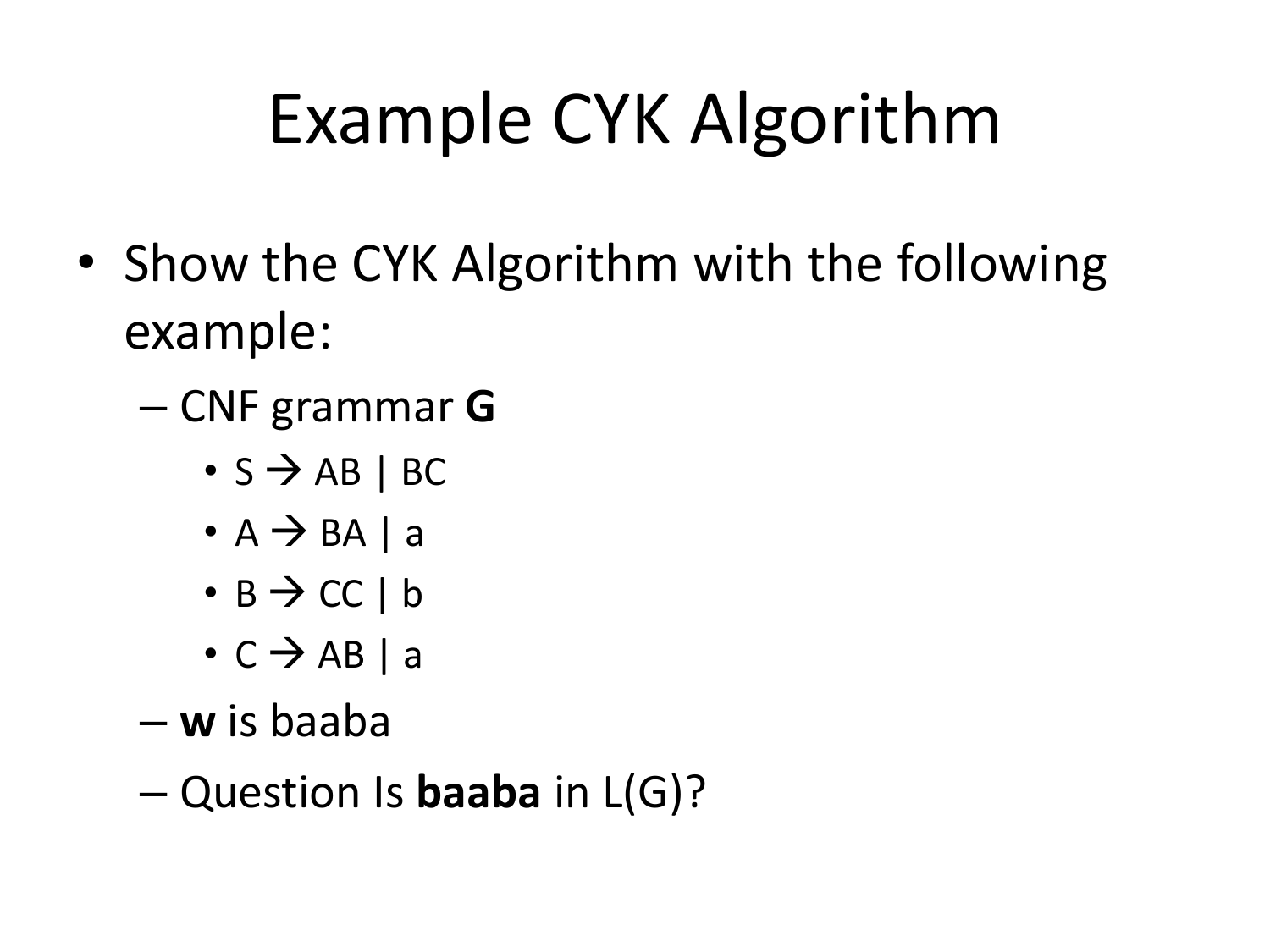# Example CYK Algorithm

- Show the CYK Algorithm with the following example:
  - CNF grammar **G**
    - S → AB | BC
    - A → BA | a
    - B → CC | b
    - C → AB | a
  - **w** is baaba
  - Question Is **baaba** in L(G)?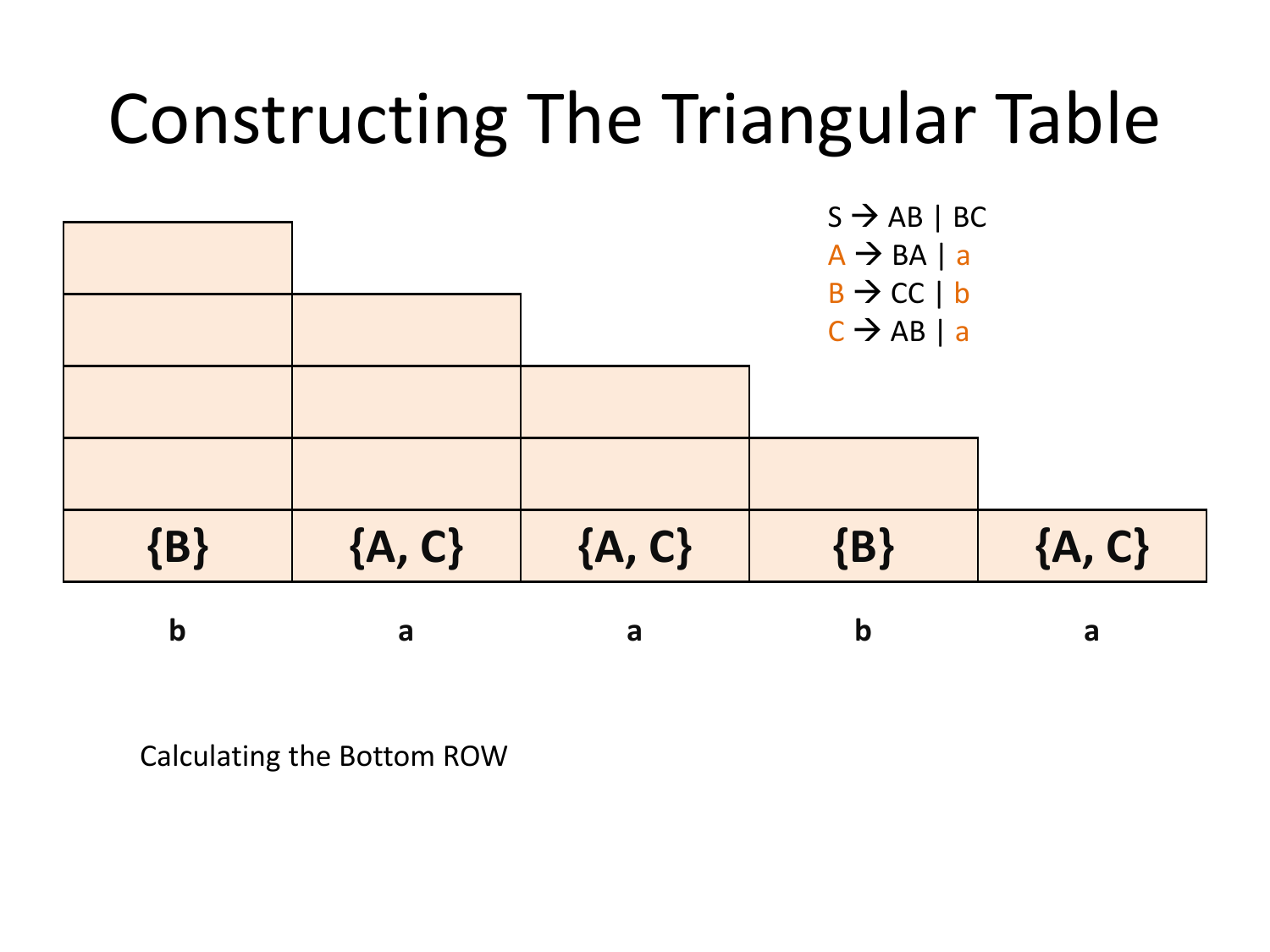# Constructing The Triangular Table

S → AB | BC
A → BA | a
B → CC | b
C → AB | a

| | | | | |
|---|---|---|---|---|
| | | | | |
| | | | | |
| | | | | |
| | | | | |
| {B} | {A, C} | {A, C} | {B} | {A, C} |
| b | a | a | b | a |

Calculating the Bottom ROW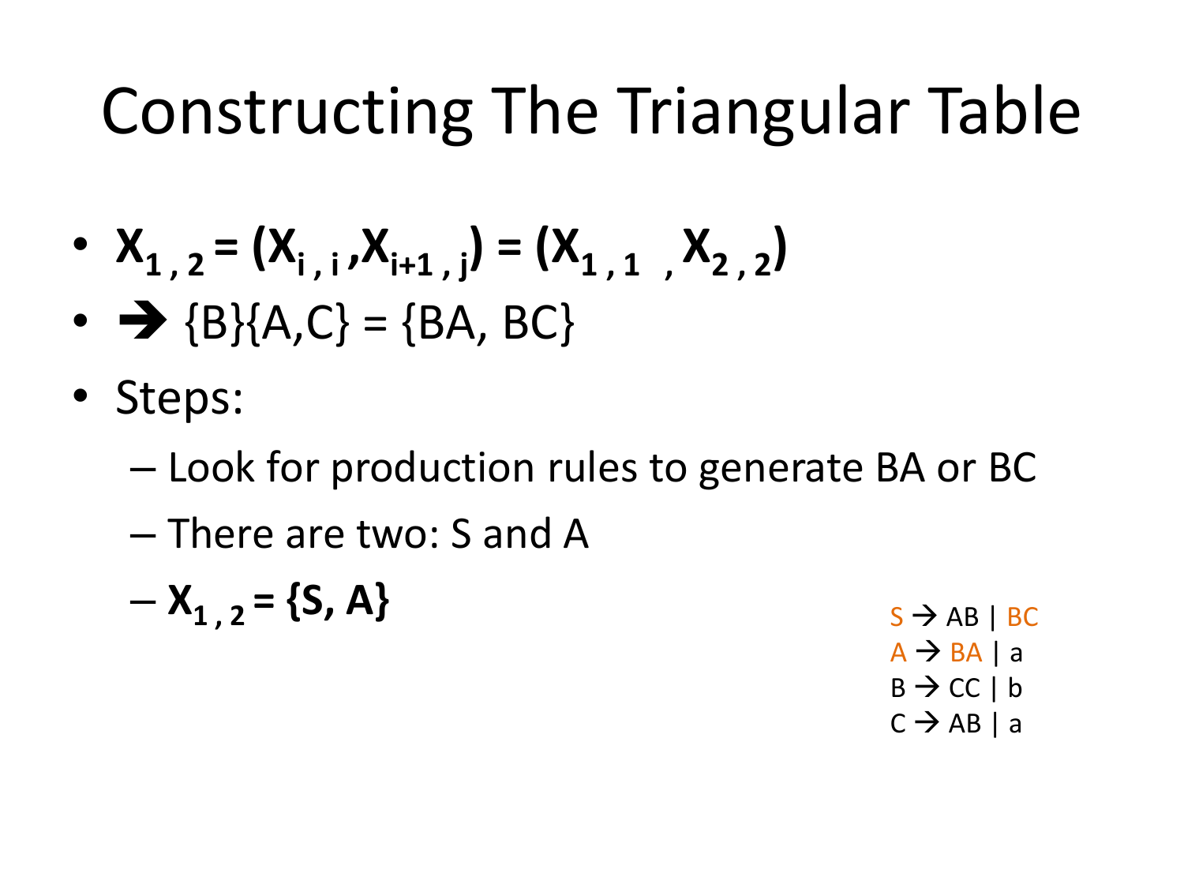# Constructing The Triangular Table

- $X_{1,2} = (X_{i,i}, X_{i+1,j}) = (X_{1,1}, X_{2,2})$
- ➔ {B}{A,C} = {BA, BC}
- Steps:
  - Look for production rules to generate BA or BC
  - There are two: S and A
  - **$X_{1,2}$ = {S, A}**

S → AB | BC
A → BA | a
B → CC | b
C → AB | a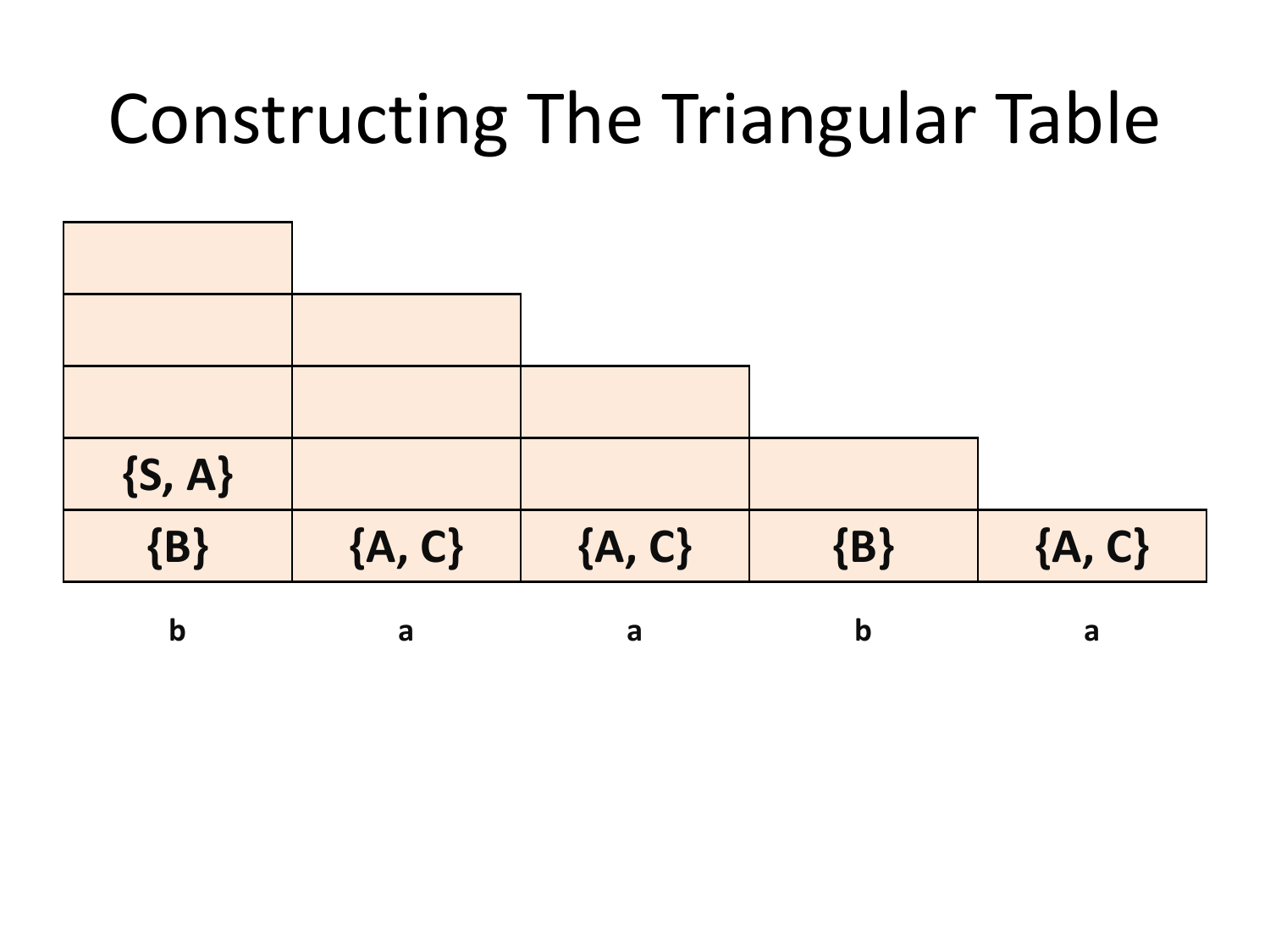# Constructing The Triangular Table

| | | | | |
|---|---|---|---|---|
| | | | | |
| | | | | |
| | | | | |
| {S, A} | | | | |
| {B} | {A, C} | {A, C} | {B} | {A, C} |
| **b** | **a** | **a** | **b** | **a** |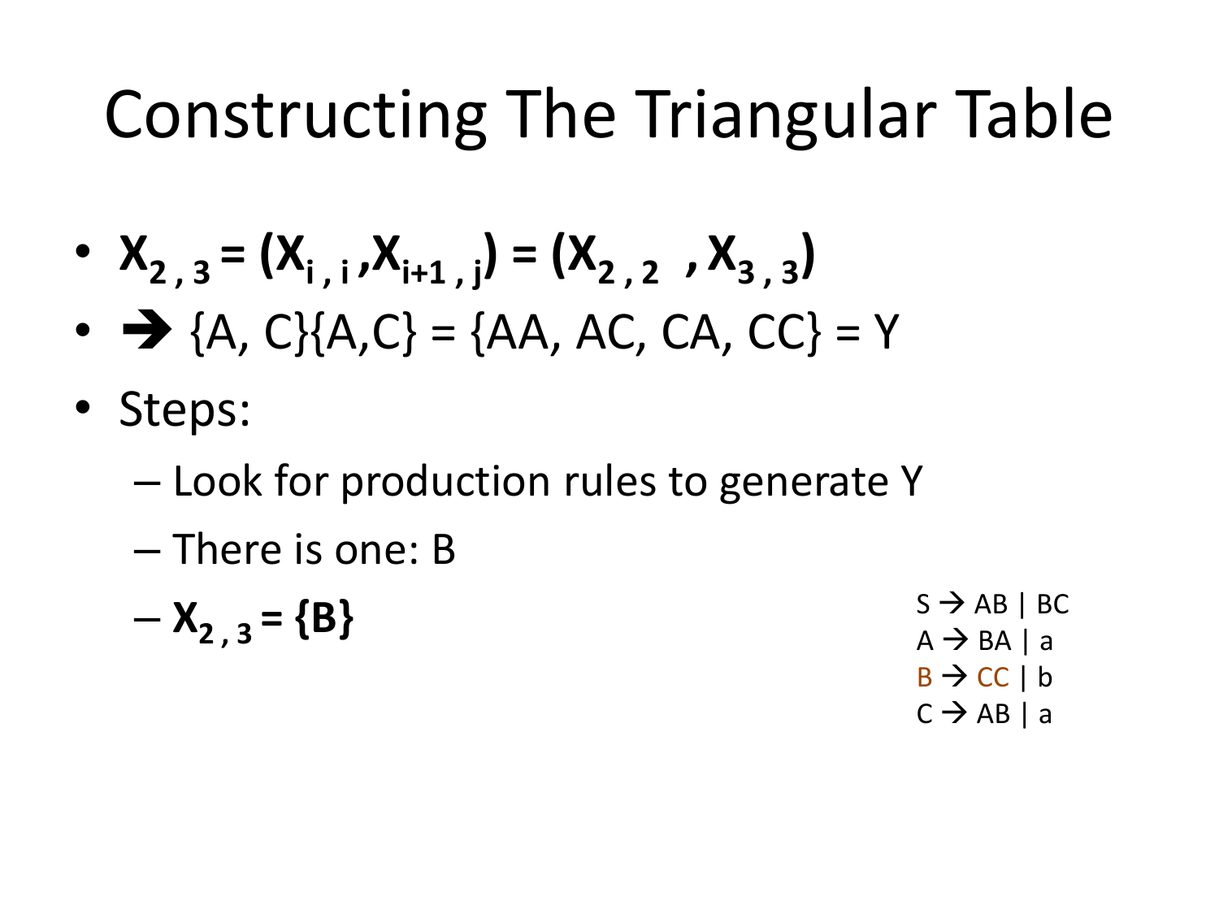# Constructing The Triangular Table

- $\mathbf{X_{2,3} = (X_{i,i}, X_{i+1,j}) = (X_{2,2}, X_{3,3})}$
- ➔ {A, C}{A,C} = {AA, AC, CA, CC} = Y
- Steps:
  - Look for production rules to generate Y
  - There is one: B
  - $\mathbf{X_{2,3} = \{B\}}$

S → AB | BC
A → BA | a
B → CC | b
C → AB | a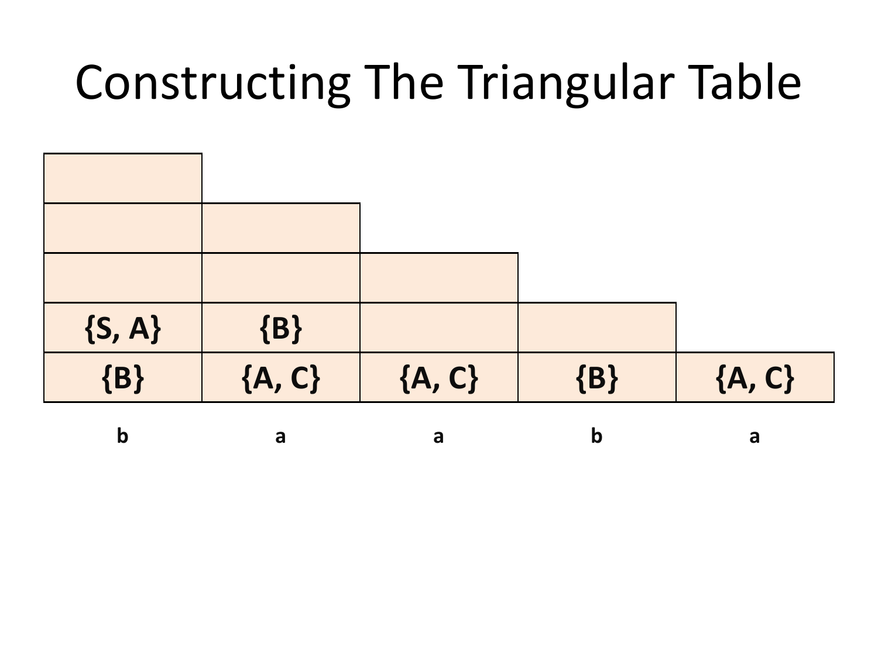# Constructing The Triangular Table

| | | | | |
|---|---|---|---|---|
| | | | | |
| | | | | |
| | | | | |
| {S, A} | {B} | | | |
| {B} | {A, C} | {A, C} | {B} | {A, C} |
| b | a | a | b | a |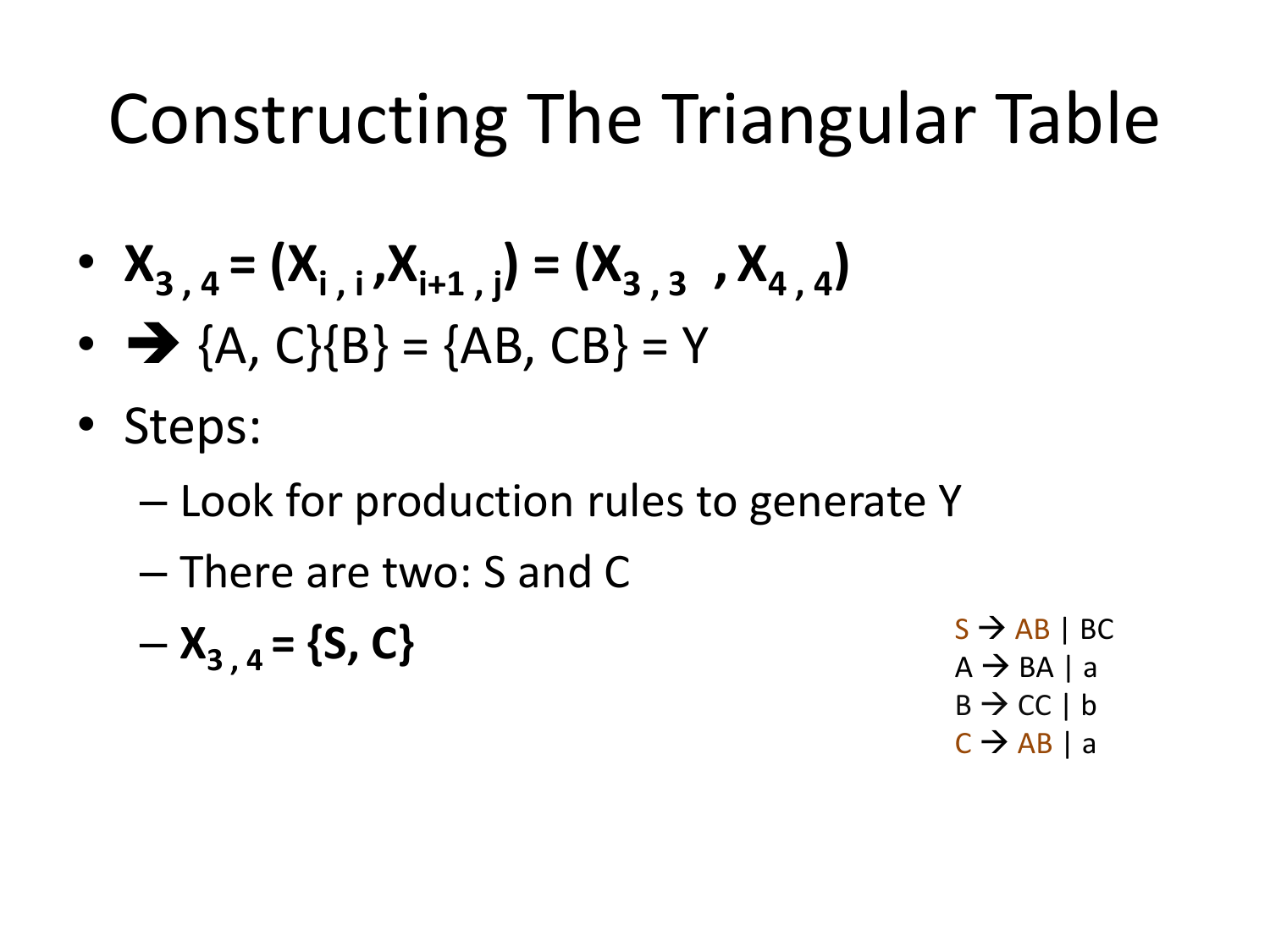# Constructing The Triangular Table

- $X_{3,4} = (X_{i,i}, X_{i+1,j}) = (X_{3,3}, X_{4,4})$
- ➔ {A, C}{B} = {AB, CB} = Y
- Steps:
  - Look for production rules to generate Y
  - There are two: S and C
  - $X_{3,4}$ = {S, C}

S → AB | BC
A → BA | a
B → CC | b
C → AB | a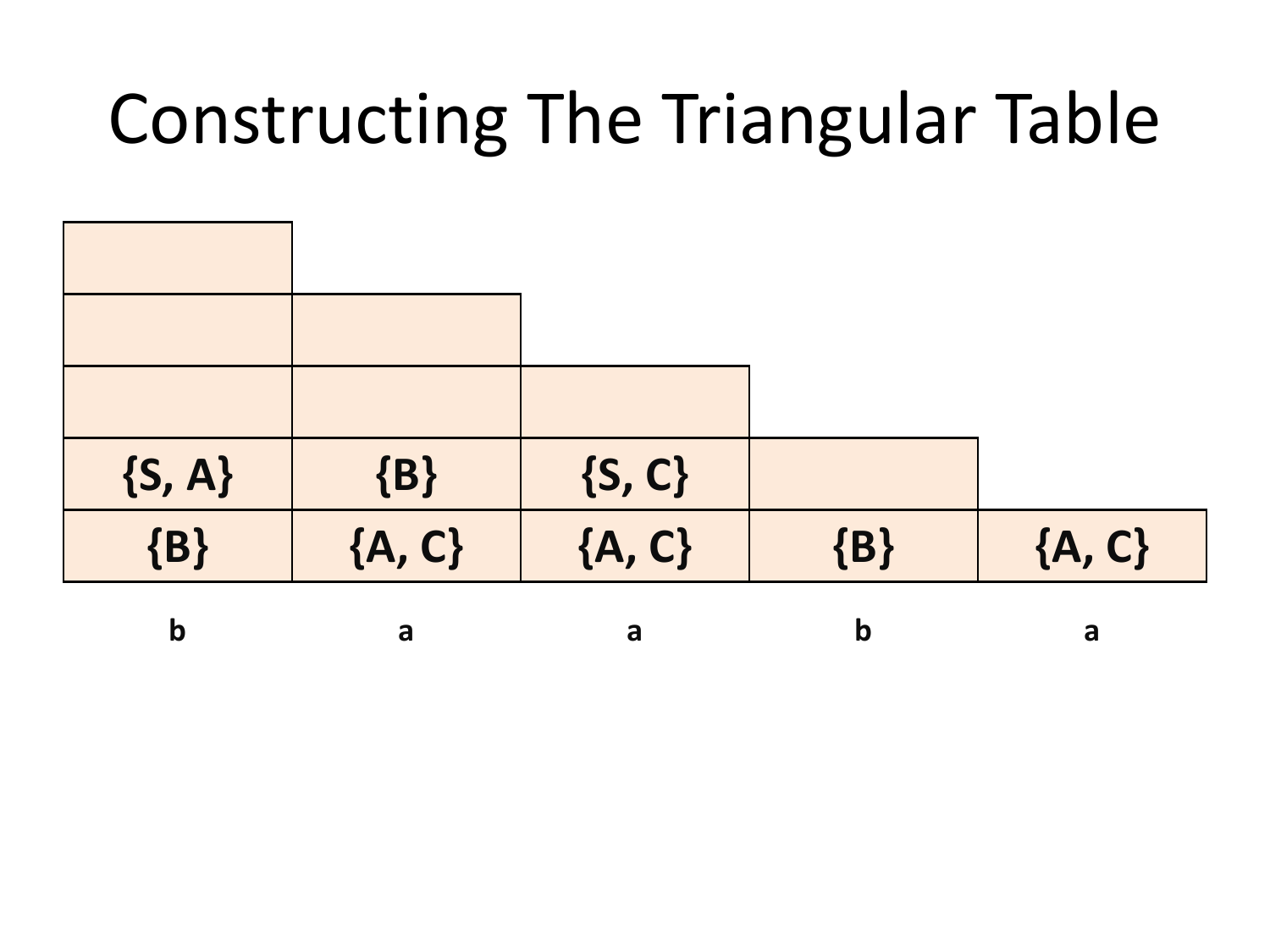# Constructing The Triangular Table

| | | | | |
|---|---|---|---|---|
| | | | | |
| | | | | |
| | | | | |
| {S, A} | {B} | {S, C} | | |
| {B} | {A, C} | {A, C} | {B} | {A, C} |
| b | a | a | b | a |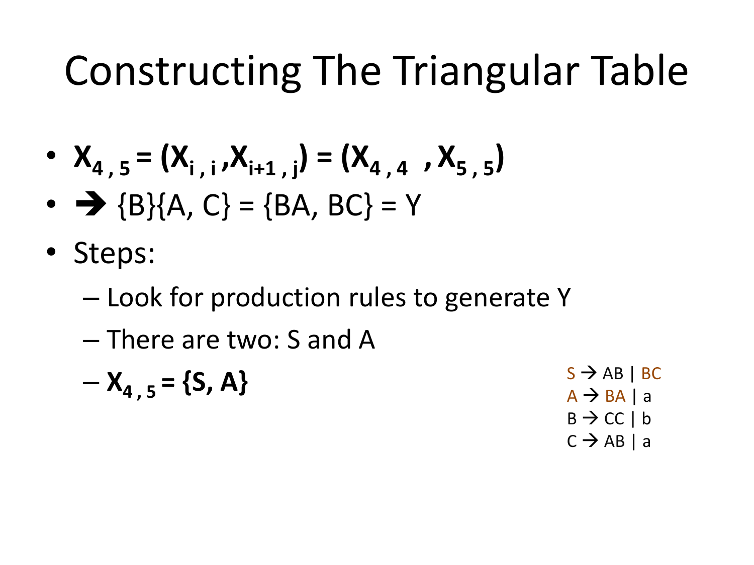# Constructing The Triangular Table

- $\mathbf{X_{4,5} = (X_{i,i}, X_{i+1,j}) = (X_{4,4}, X_{5,5})}$
- ➔ {B}{A, C} = {BA, BC} = Y
- Steps:
  - Look for production rules to generate Y
  - There are two: S and A
  - $\mathbf{X_{4,5} = \{S, A\}}$

S → AB | BC
A → BA | a
B → CC | b
C → AB | a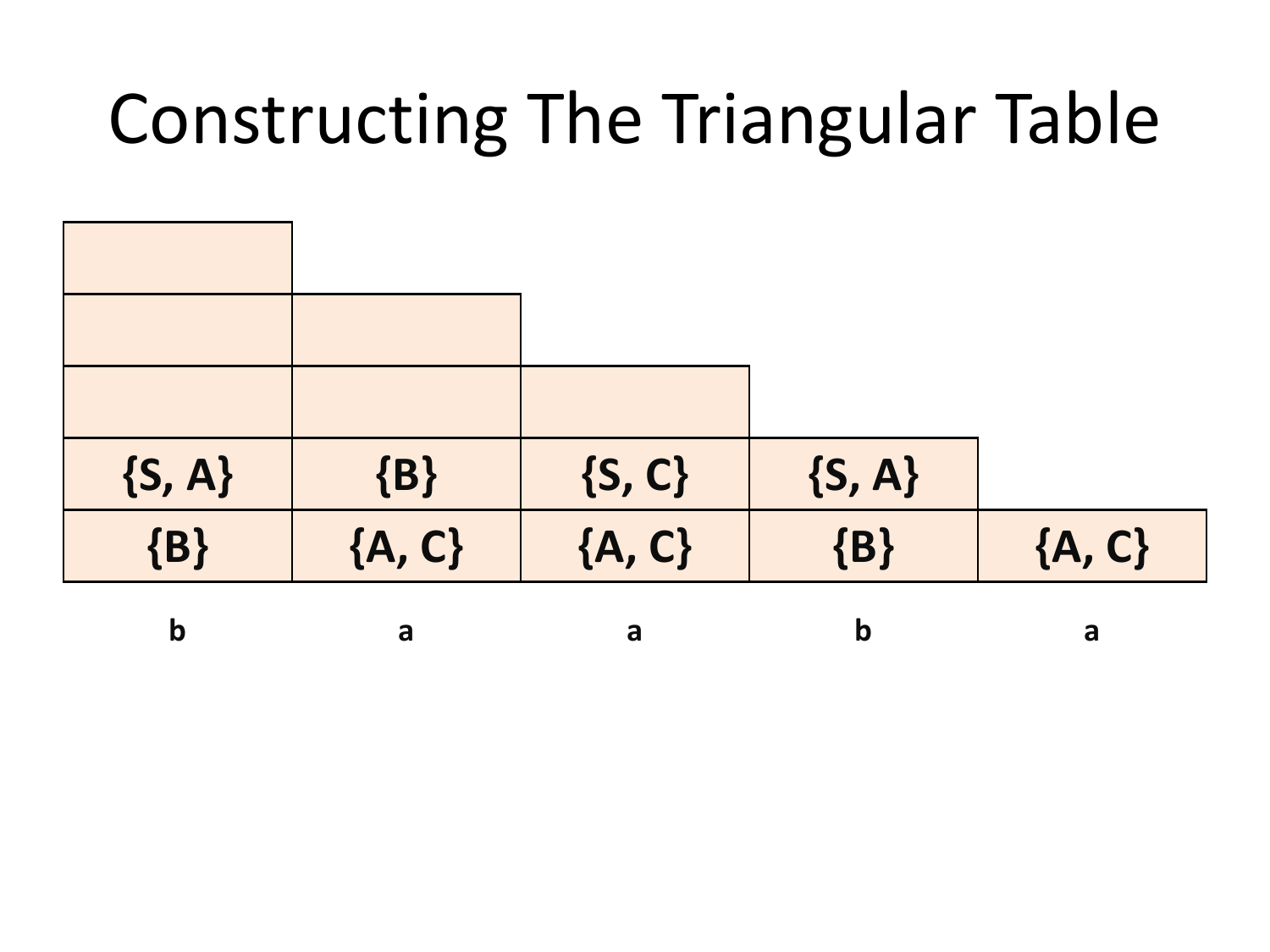# Constructing The Triangular Table

| | | | | |
|---|---|---|---|---|
| | | | | |
| | | | | |
| | | | | |
| {S, A} | {B} | {S, C} | {S, A} | |
| {B} | {A, C} | {A, C} | {B} | {A, C} |
| b | a | a | b | a |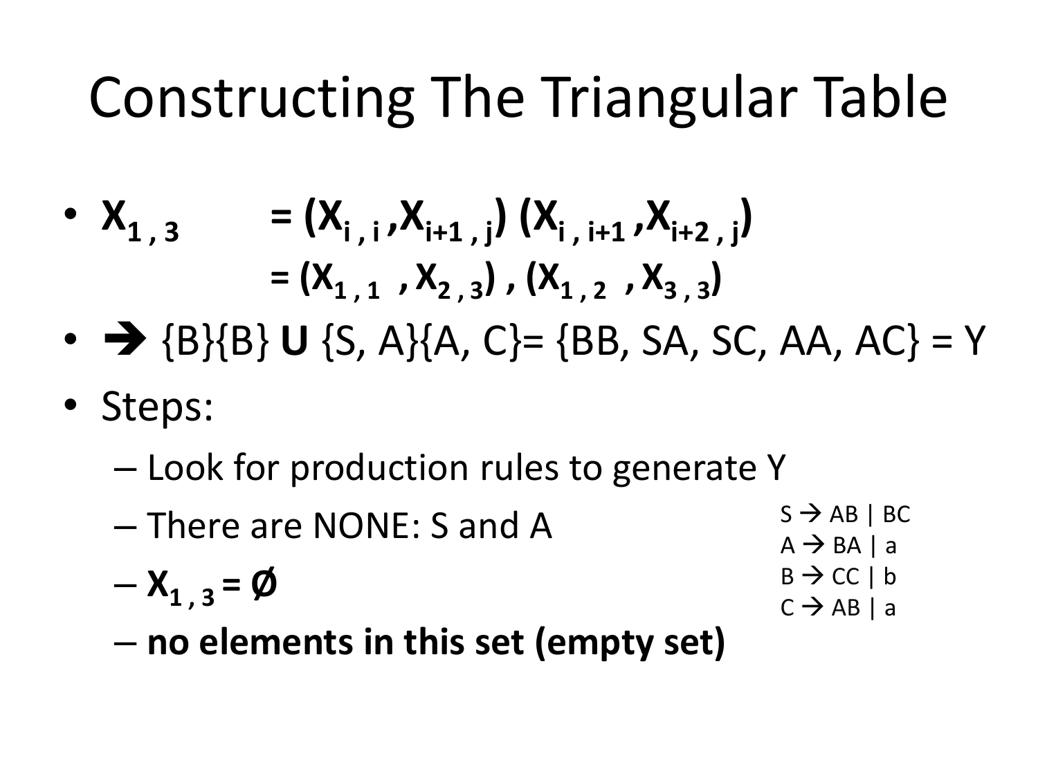# Constructing The Triangular Table

- $\mathbf{X_{1,3} = (X_{i,i}, X_{i+1,j})\ (X_{i,i+1}, X_{i+2,j})}$

  $\mathbf{= (X_{1,1}, X_{2,3}), (X_{1,2}, X_{3,3})}$

- ➔ {B}{B} **U** {S, A}{A, C}= {BB, SA, SC, AA, AC} = Y
- Steps:
  - Look for production rules to generate Y
  - There are NONE: S and A
  - $\mathbf{X_{1,3} = \emptyset}$
  - **no elements in this set (empty set)**

S → AB | BC
A → BA | a
B → CC | b
C → AB | a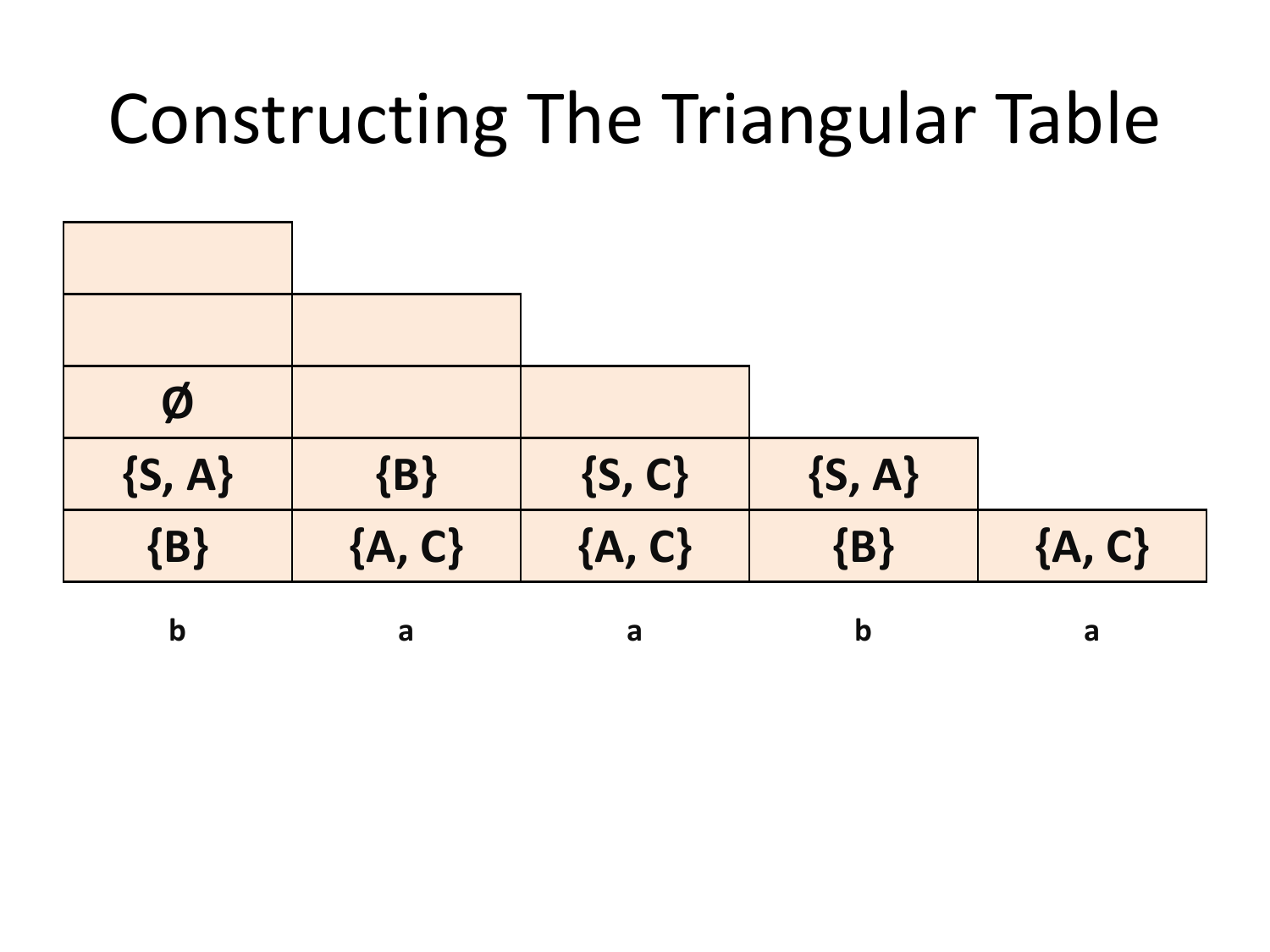# Constructing The Triangular Table

| | | | | |
|---|---|---|---|---|
| | | | | |
| | | | | |
| **Ø** | | | | |
| **{S, A}** | **{B}** | **{S, C}** | **{S, A}** | |
| **{B}** | **{A, C}** | **{A, C}** | **{B}** | **{A, C}** |
| **b** | **a** | **a** | **b** | **a** |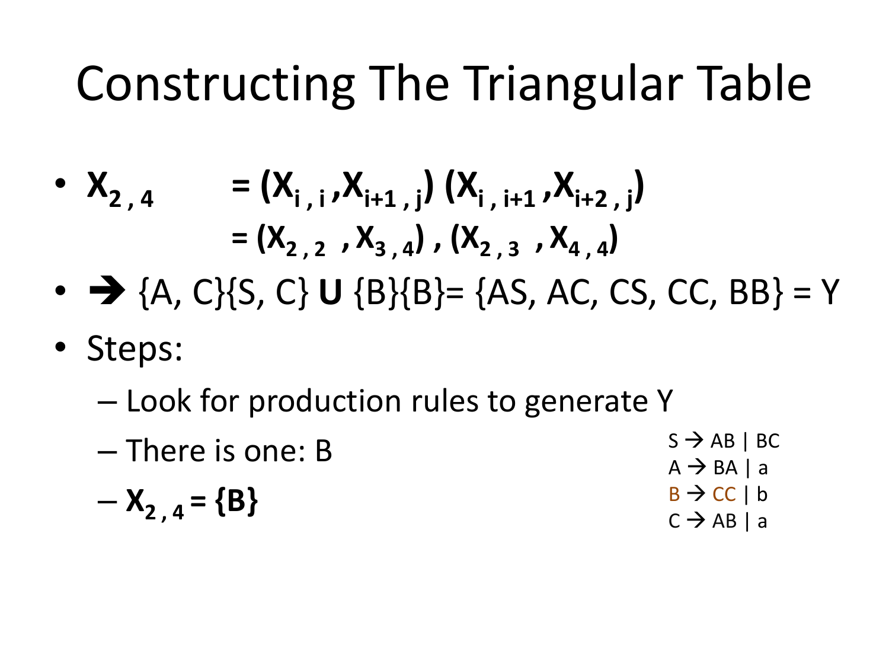# Constructing The Triangular Table

- $\mathbf{X_{2,4}} \quad = (\mathbf{X_{i,i}}, \mathbf{X_{i+1,j}}) \, (\mathbf{X_{i,i+1}}, \mathbf{X_{i+2,j}})$
  $\quad\quad\quad = (\mathbf{X_{2,2}}, \mathbf{X_{3,4}}) , (\mathbf{X_{2,3}}, \mathbf{X_{4,4}})$
- ➔ {A, C}{S, C} **U** {B}{B}= {AS, AC, CS, CC, BB} = Y
- Steps:
  - Look for production rules to generate Y
  - There is one: B
  - $\mathbf{X_{2,4} = \{B\}}$

S → AB | BC
A → BA | a
B → CC | b
C → AB | a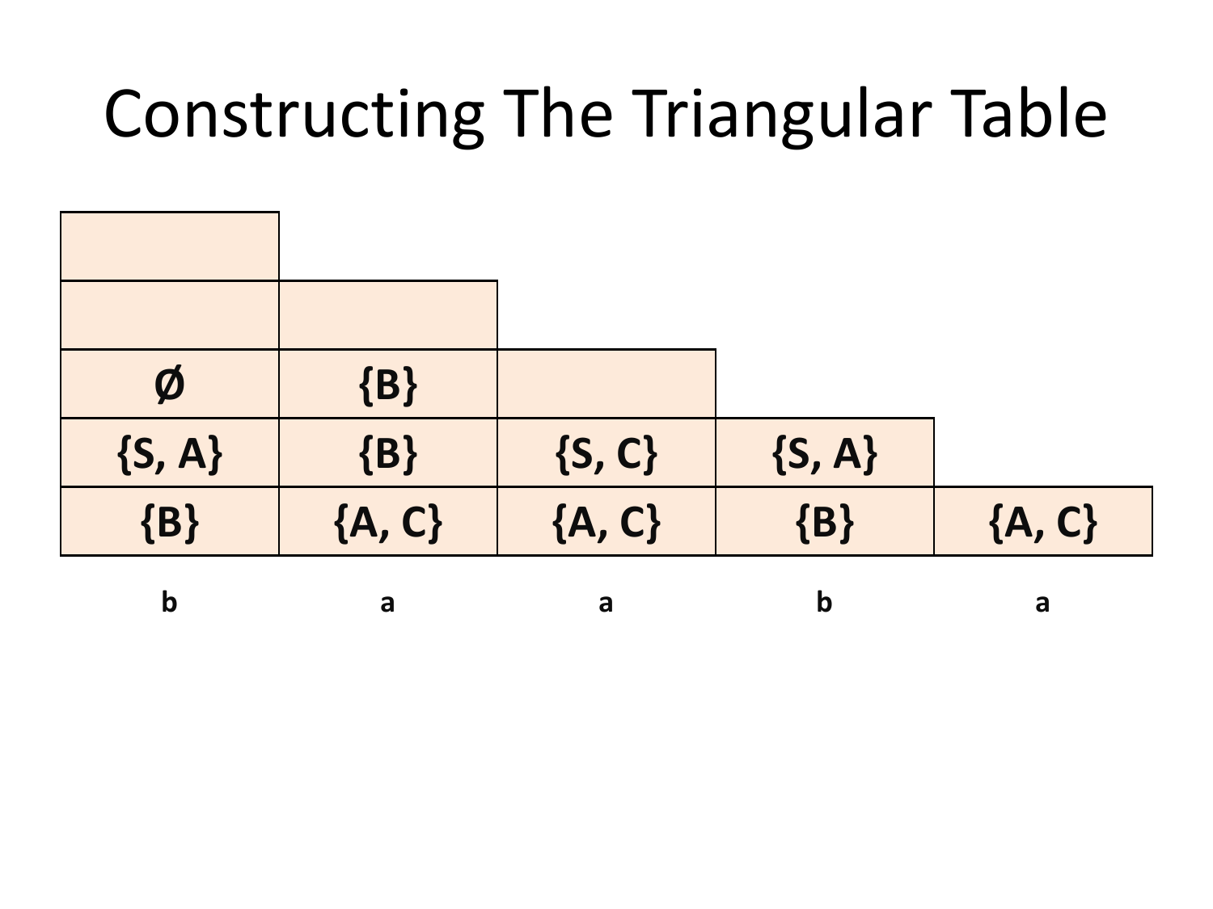# Constructing The Triangular Table

| | | | | |
|---|---|---|---|---|
| | | | | |
| | | | | |
| Ø | {B} | | | |
| {S, A} | {B} | {S, C} | {S, A} | |
| {B} | {A, C} | {A, C} | {B} | {A, C} |
| **b** | **a** | **a** | **b** | **a** |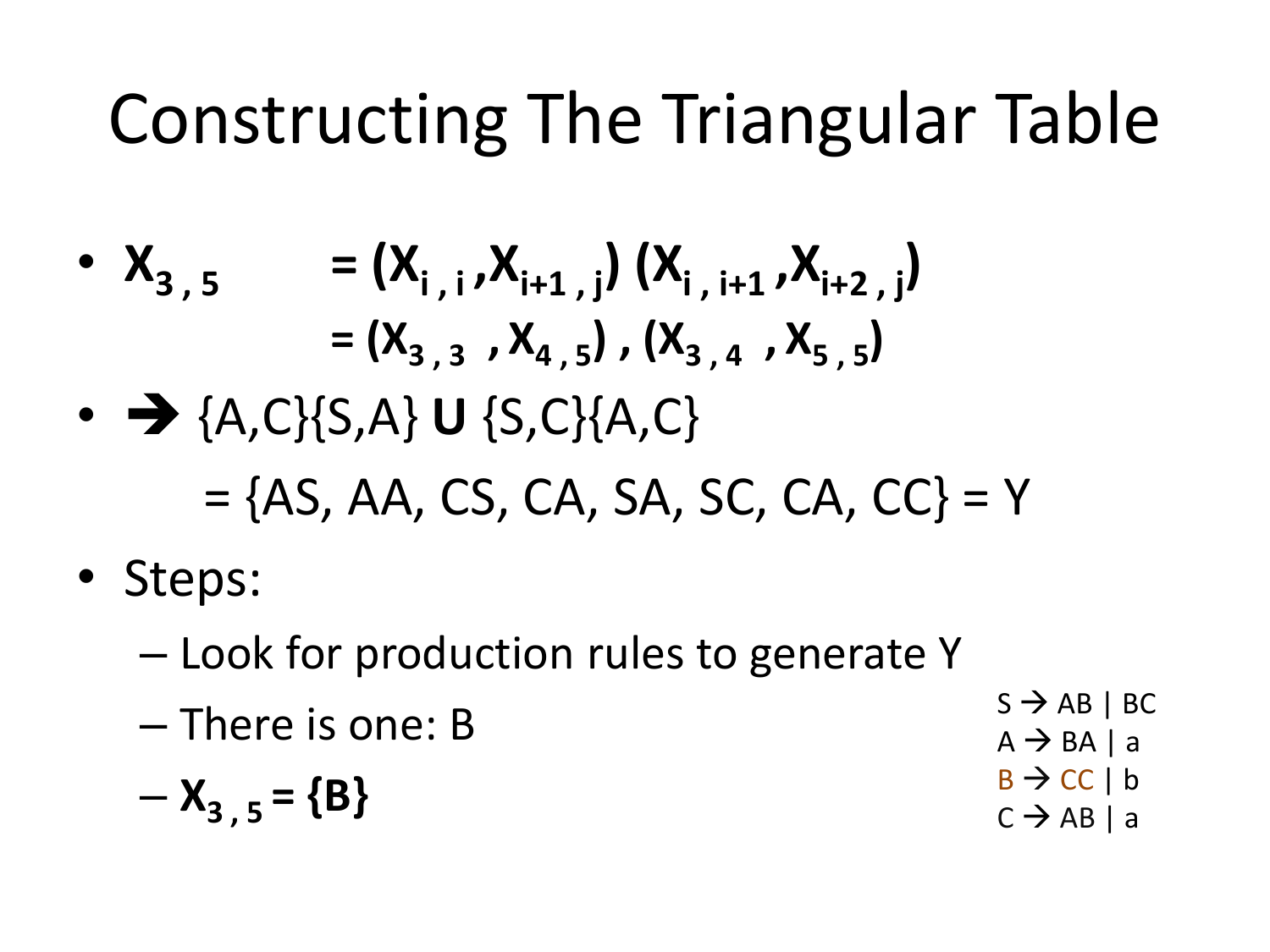# Constructing The Triangular Table

- $X_{3,5} = (X_{i,i}, X_{i+1,j})\ (X_{i,i+1}, X_{i+2,j})$
  $= (X_{3,3}, X_{4,5}), (X_{3,4}, X_{5,5})$
- ➔ {A,C}{S,A} **U** {S,C}{A,C}
  = {AS, AA, CS, CA, SA, SC, CA, CC} = Y
- Steps:
  - Look for production rules to generate Y
  - There is one: B
  - **$X_{3,5}$ = {B}**

S → AB | BC
A → BA | a
B → CC | b
C → AB | a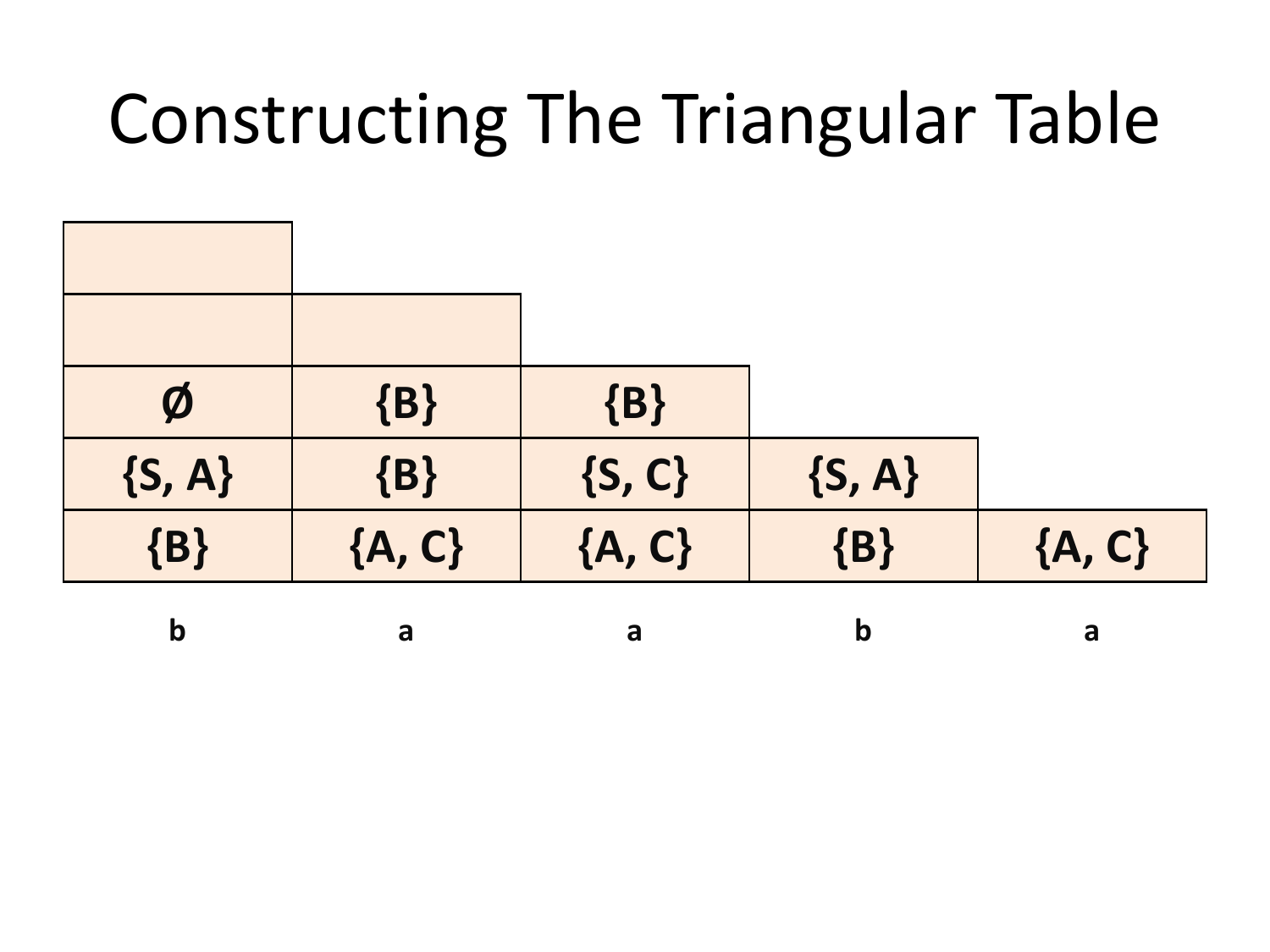# Constructing The Triangular Table

| | | | | |
|---|---|---|---|---|
| | | | | |
| | | | | |
| Ø | {B} | {B} | | |
| {S, A} | {B} | {S, C} | {S, A} | |
| {B} | {A, C} | {A, C} | {B} | {A, C} |
| b | a | a | b | a |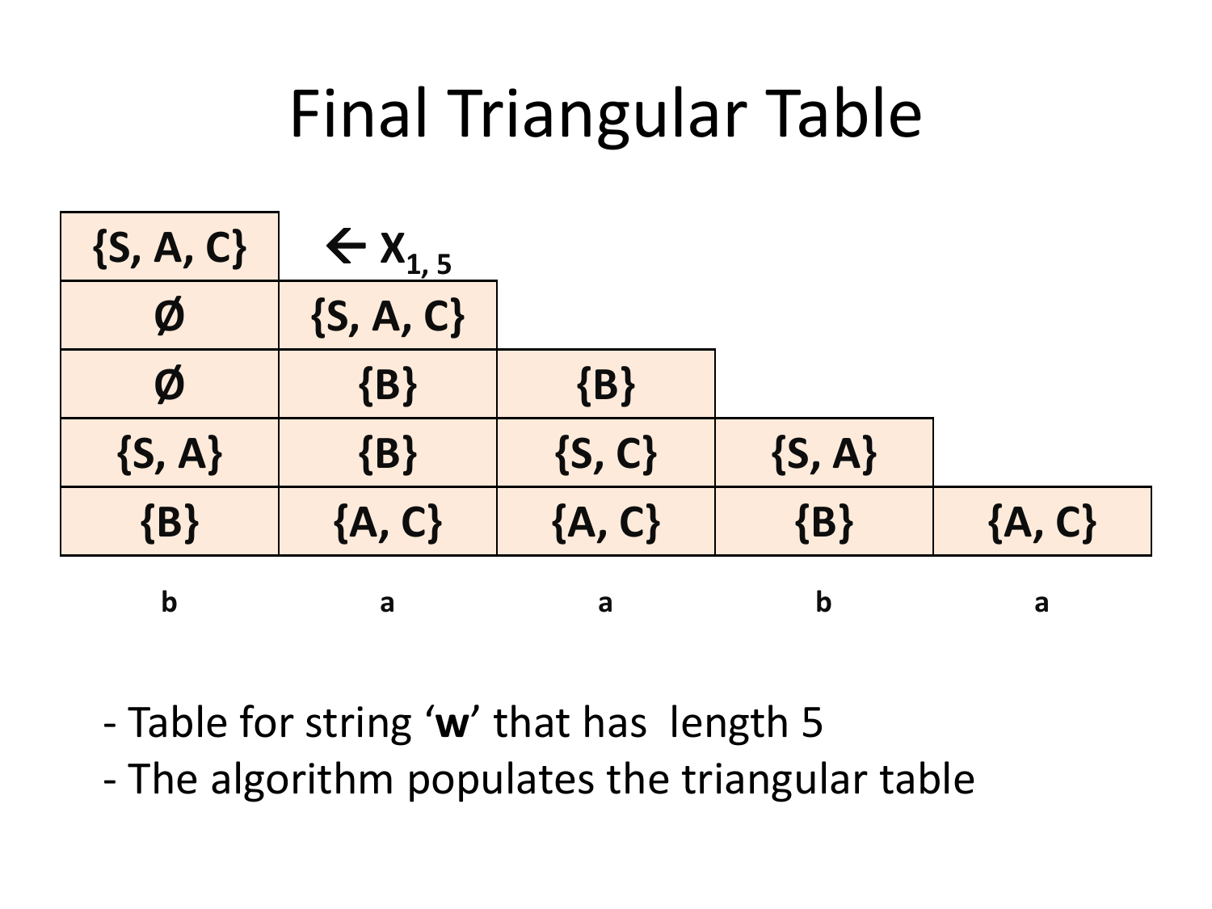# Final Triangular Table

| | | | | |
|---|---|---|---|---|
| {S, A, C} | ← $X_{1, 5}$ | | | |
| Ø | {S, A, C} | | | |
| Ø | {B} | {B} | | |
| {S, A} | {B} | {S, C} | {S, A} | |
| {B} | {A, C} | {A, C} | {B} | {A, C} |
| **b** | **a** | **a** | **b** | **a** |

- Table for string '**w**' that has length 5
- The algorithm populates the triangular table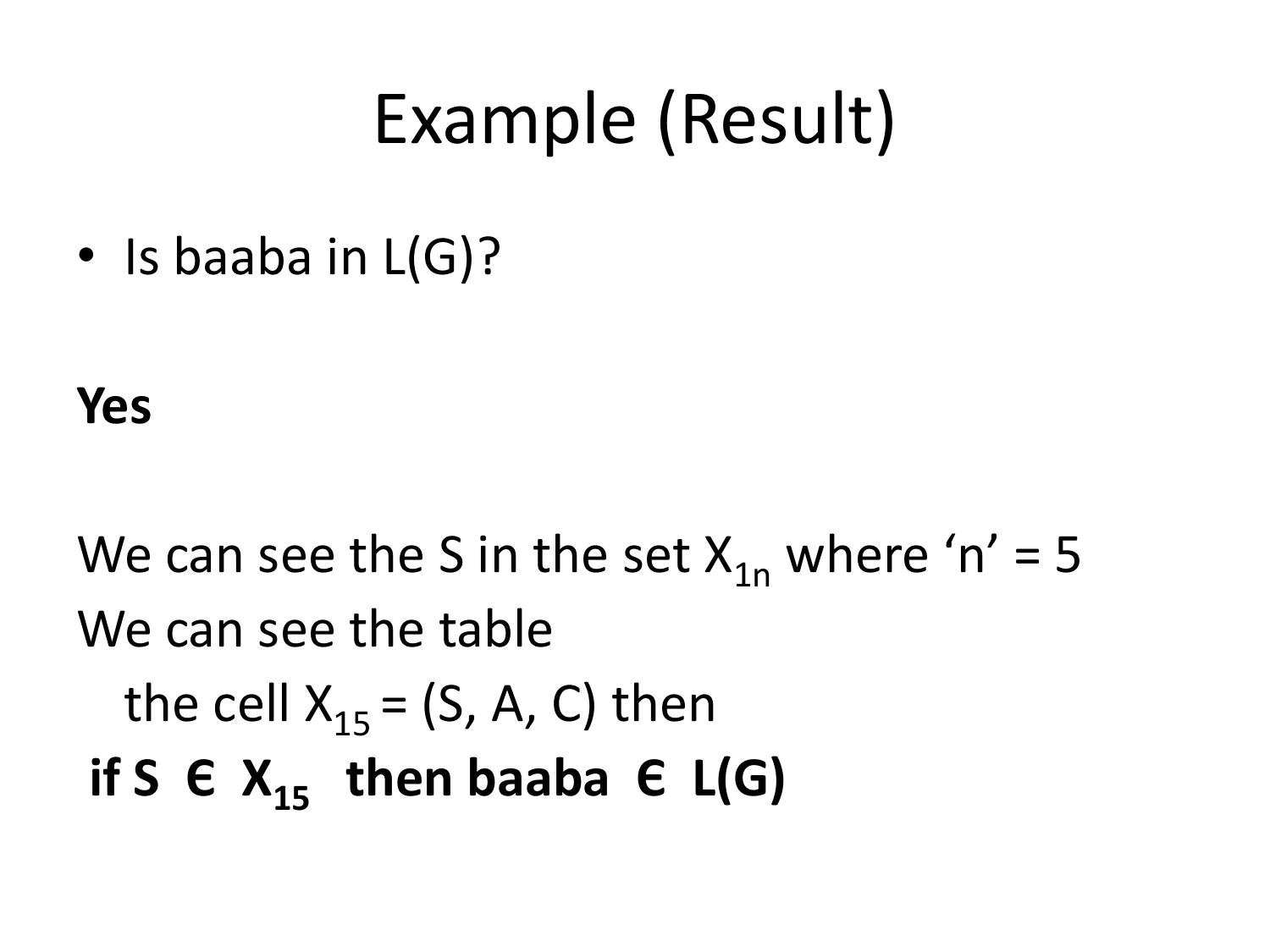# Example (Result)

- Is baaba in L(G)?

**Yes**

We can see the S in the set $X_{1n}$ where 'n' = 5

We can see the table

the cell $X_{15}$ = (S, A, C) then

**if S Є $X_{15}$ then baaba Є L(G)**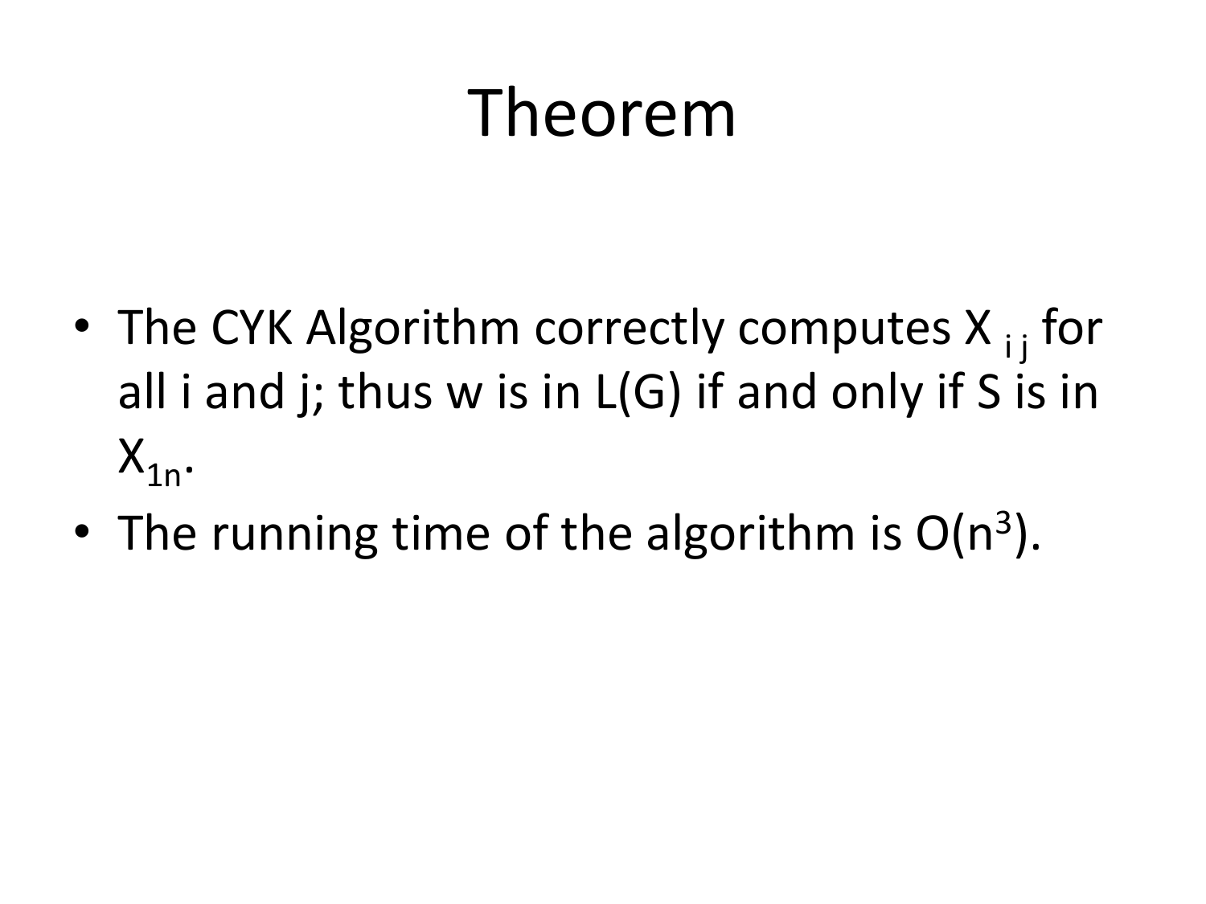# Theorem

- The CYK Algorithm correctly computes $X_{ij}$ for all i and j; thus w is in L(G) if and only if S is in $X_{1n}$.
- The running time of the algorithm is $O(n^3)$.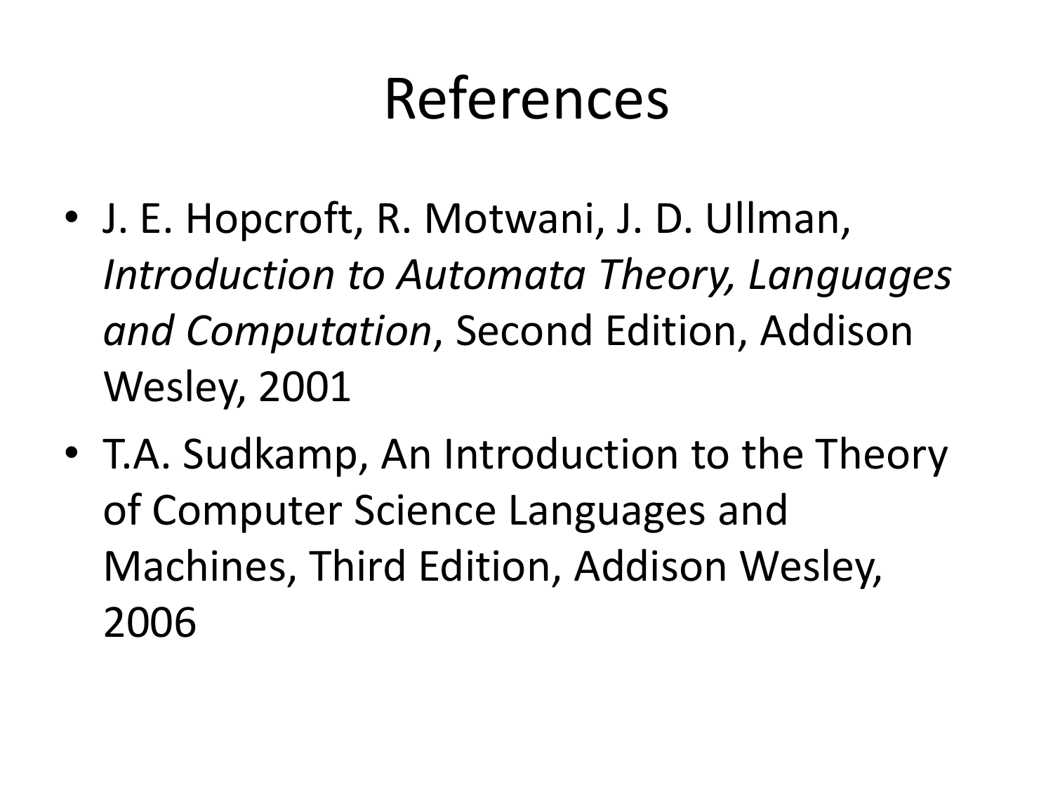# References

- J. E. Hopcroft, R. Motwani, J. D. Ullman, *Introduction to Automata Theory, Languages and Computation*, Second Edition, Addison Wesley, 2001
- T.A. Sudkamp, An Introduction to the Theory of Computer Science Languages and Machines, Third Edition, Addison Wesley, 2006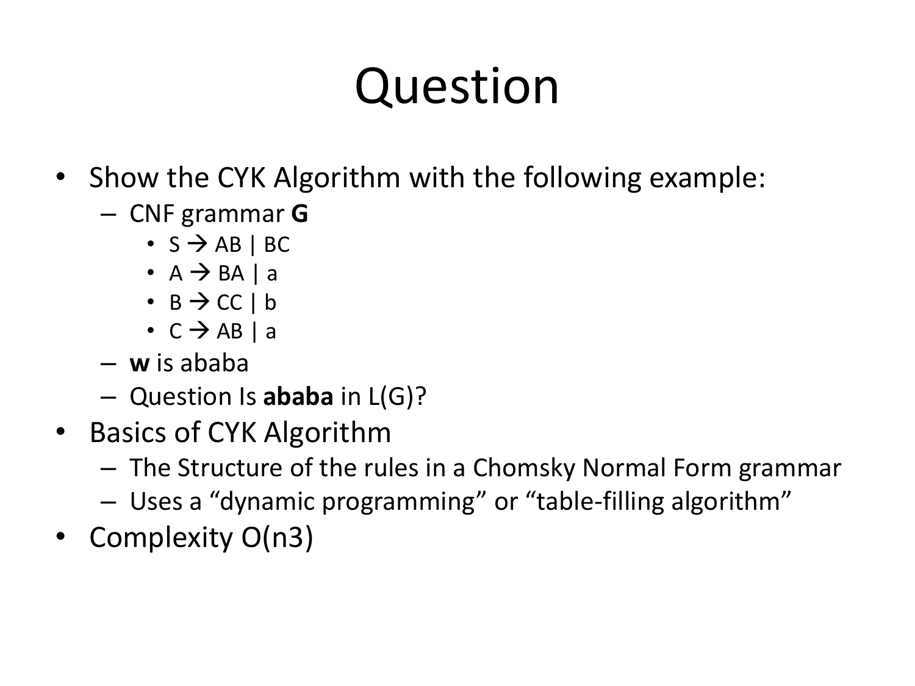# Question

- Show the CYK Algorithm with the following example:
  - CNF grammar **G**
    - S → AB | BC
    - A → BA | a
    - B → CC | b
    - C → AB | a
  - **w** is ababa
  - Question Is **ababa** in L(G)?
- Basics of CYK Algorithm
  - The Structure of the rules in a Chomsky Normal Form grammar
  - Uses a “dynamic programming” or “table-filling algorithm”
- Complexity O(n3)